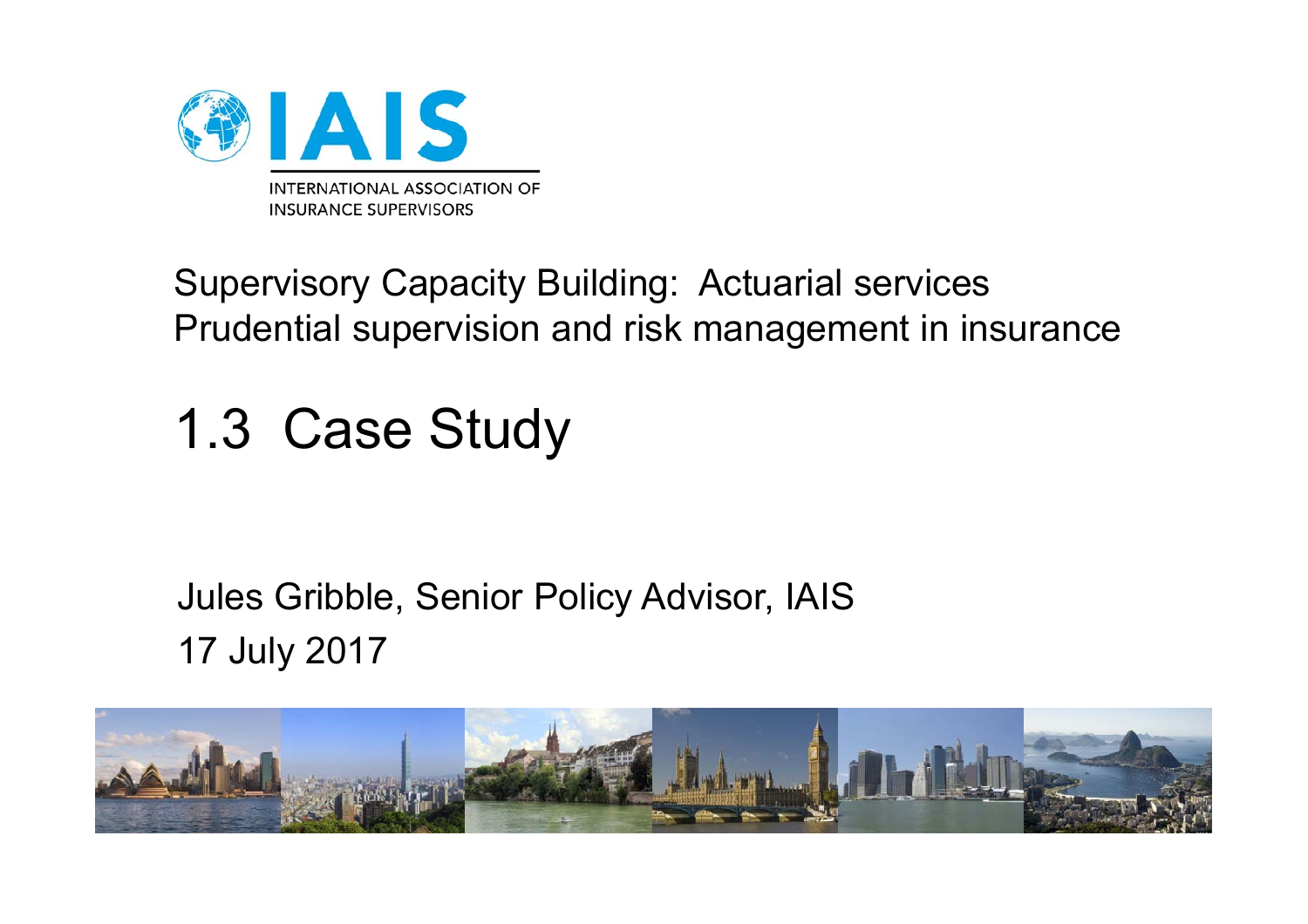IAIS

INTERNATIONAL ASSOCIATION OF INSURANCE SUPERVISORS

Supervisory Capacity Building: Actuarial services
Prudential supervision and risk management in insurance

# 1.3 Case Study

Jules Gribble, Senior Policy Advisor, IAIS
17 July 2017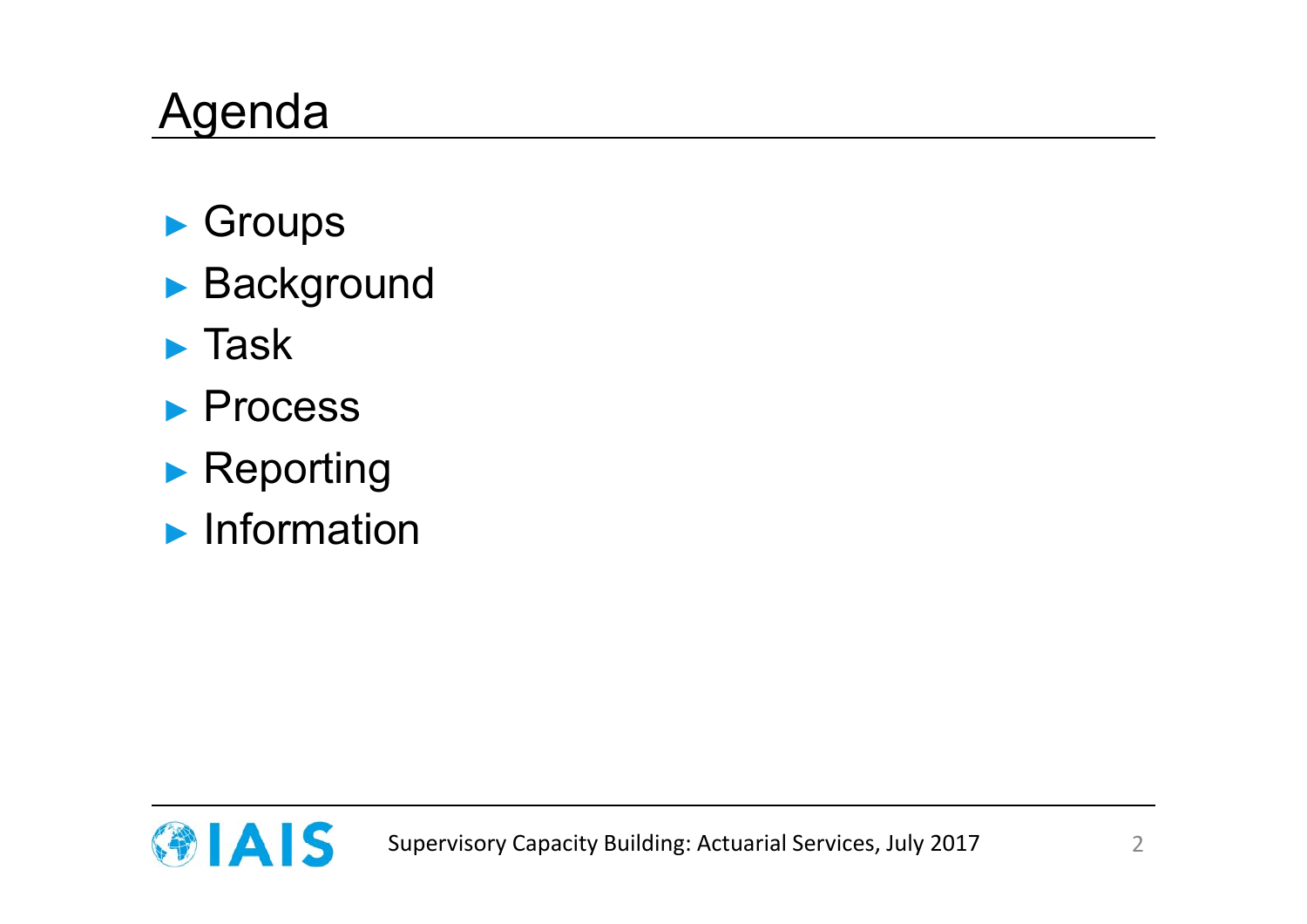# Agenda

- Groups
- Background
- Task
- Process
- Reporting
- Information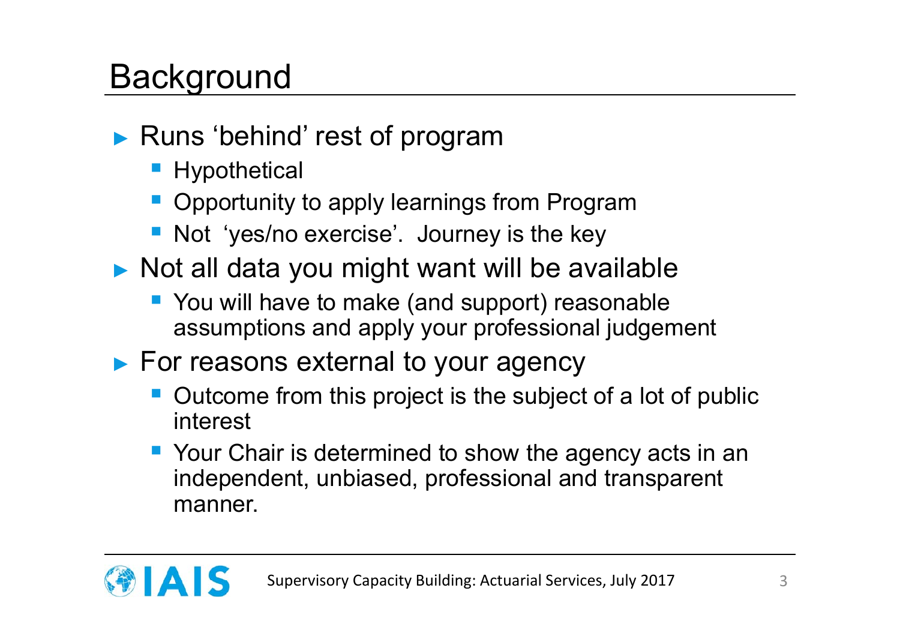# Background

- Runs 'behind' rest of program
  - Hypothetical
  - Opportunity to apply learnings from Program
  - Not 'yes/no exercise'. Journey is the key
- Not all data you might want will be available
  - You will have to make (and support) reasonable assumptions and apply your professional judgement
- For reasons external to your agency
  - Outcome from this project is the subject of a lot of public interest
  - Your Chair is determined to show the agency acts in an independent, unbiased, professional and transparent manner.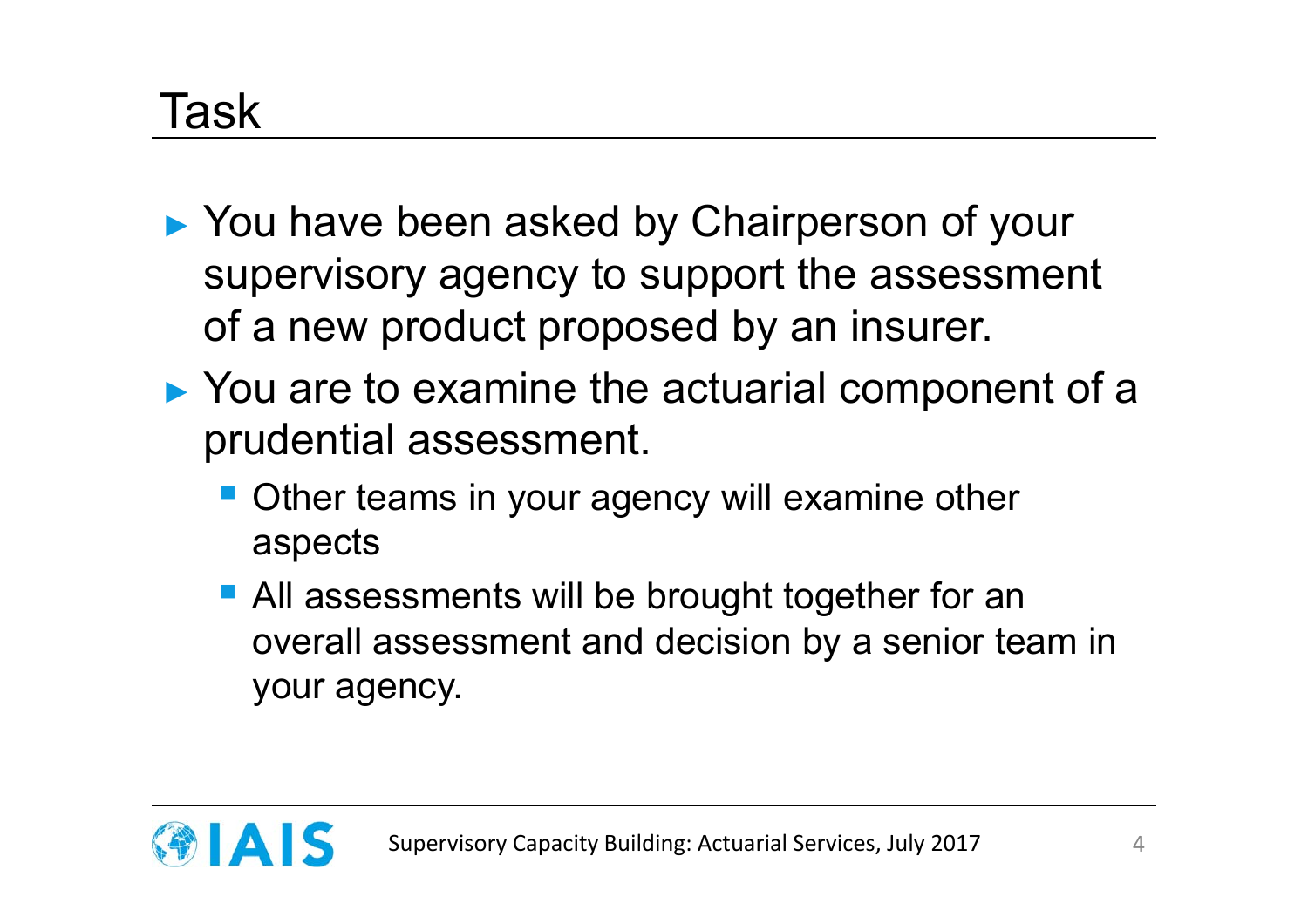# Task

- You have been asked by Chairperson of your supervisory agency to support the assessment of a new product proposed by an insurer.
- You are to examine the actuarial component of a prudential assessment.
  - Other teams in your agency will examine other aspects
  - All assessments will be brought together for an overall assessment and decision by a senior team in your agency.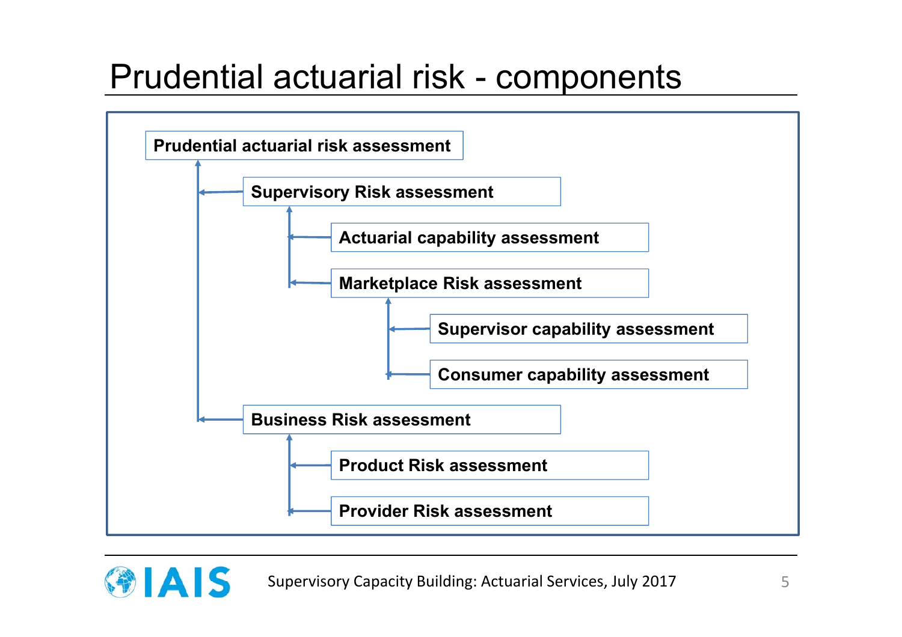# Prudential actuarial risk - components

- **Prudential actuarial risk assessment**
  - **Supervisory Risk assessment**
    - **Actuarial capability assessment**
    - **Marketplace Risk assessment**
      - **Supervisor capability assessment**
      - **Consumer capability assessment**
  - **Business Risk assessment**
    - **Product Risk assessment**
    - **Provider Risk assessment**

Supervisory Capacity Building: Actuarial Services, July 2017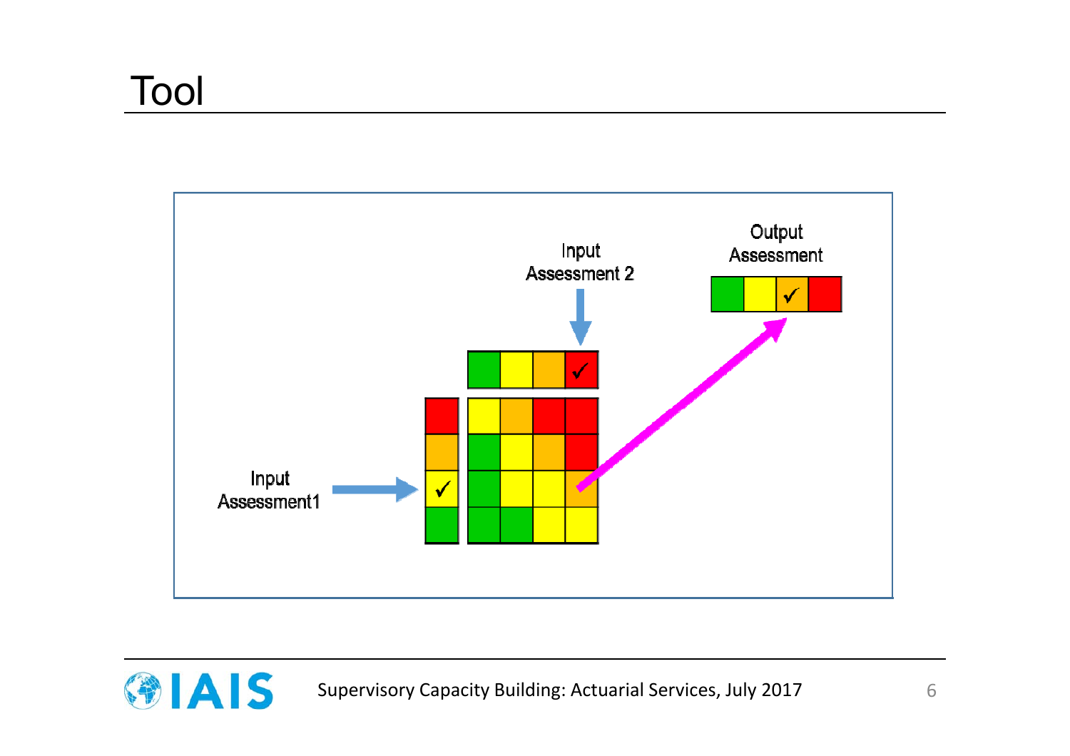# Tool

Input Assessment 2

Output Assessment

Input Assessment1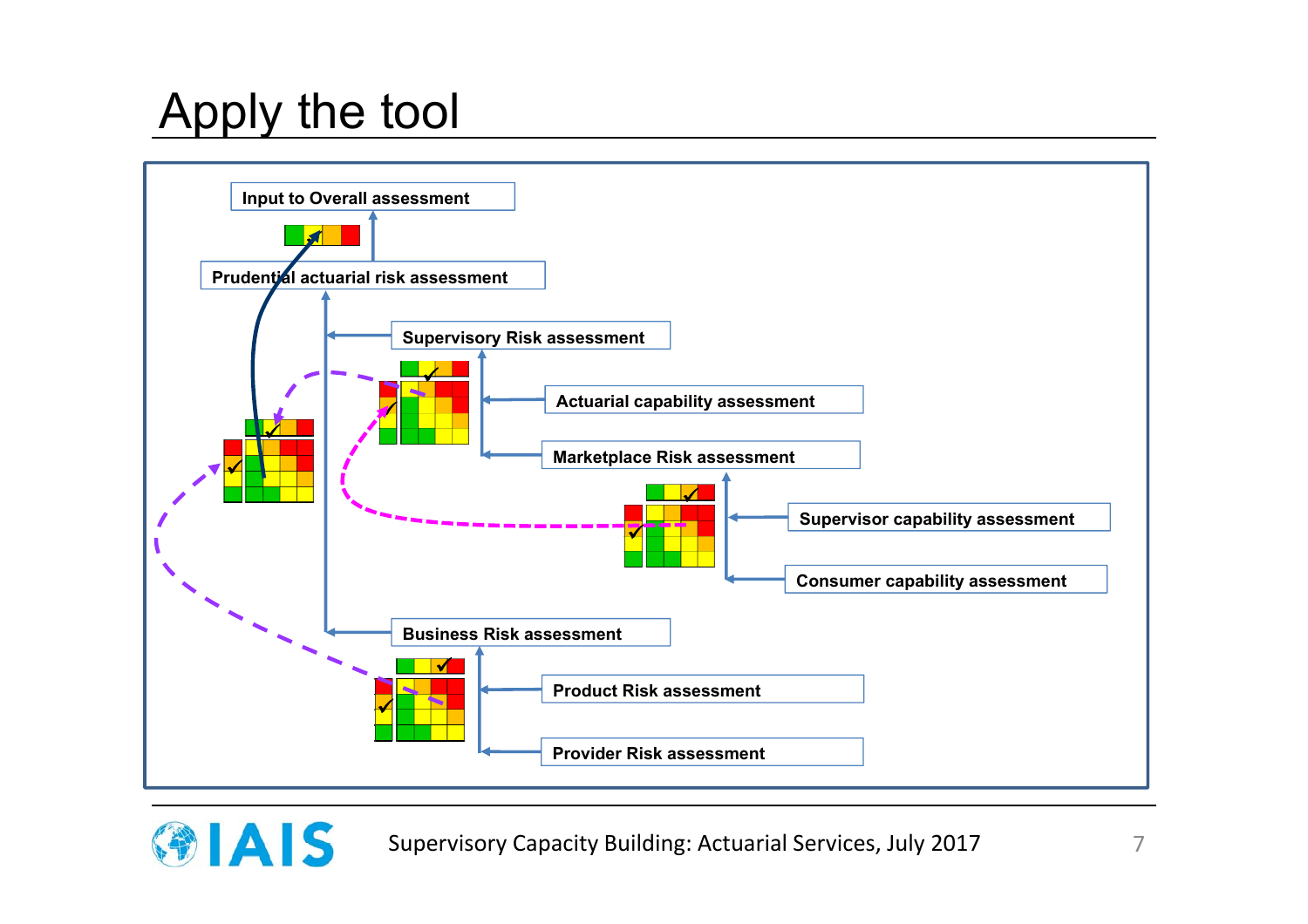# Apply the tool

Input to Overall assessment

Prudential actuarial risk assessment

Supervisory Risk assessment

Actuarial capability assessment

Marketplace Risk assessment

Supervisor capability assessment

Consumer capability assessment

Business Risk assessment

Product Risk assessment

Provider Risk assessment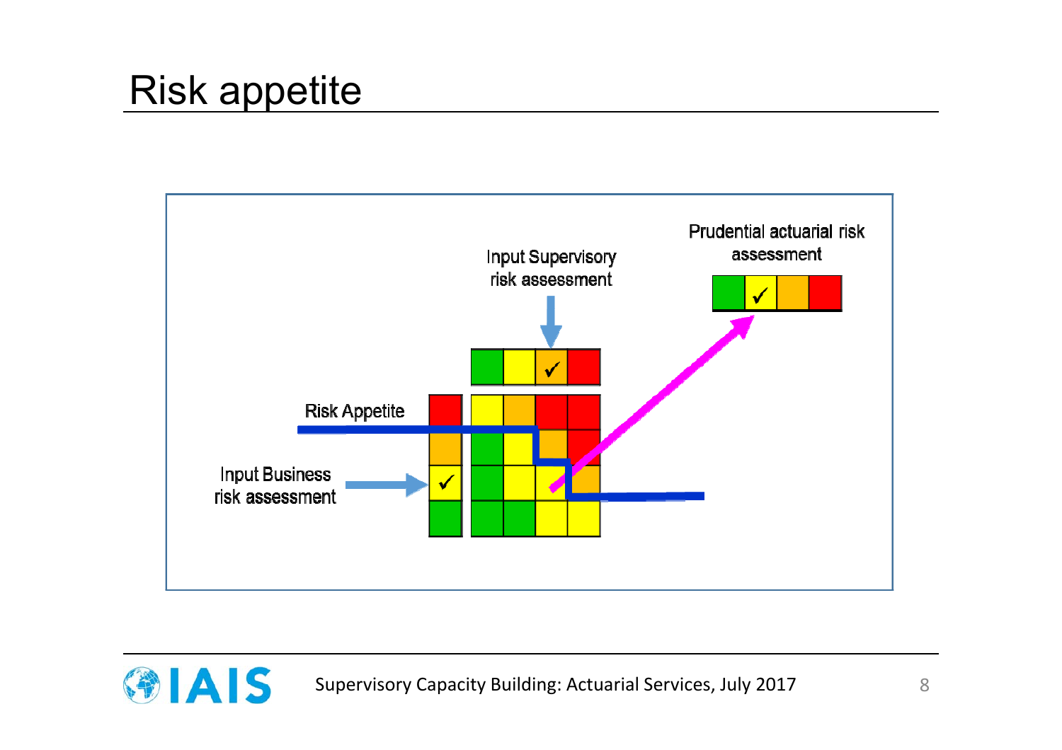# Risk appetite

Prudential actuarial risk assessment

Input Supervisory risk assessment

Risk Appetite

Input Business risk assessment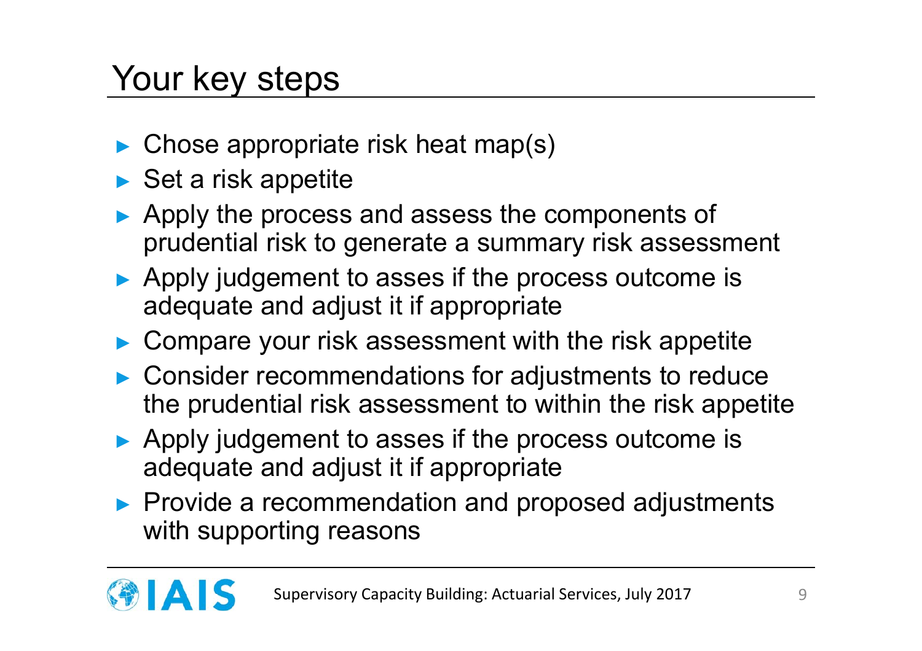# Your key steps

- Chose appropriate risk heat map(s)
- Set a risk appetite
- Apply the process and assess the components of prudential risk to generate a summary risk assessment
- Apply judgement to asses if the process outcome is adequate and adjust it if appropriate
- Compare your risk assessment with the risk appetite
- Consider recommendations for adjustments to reduce the prudential risk assessment to within the risk appetite
- Apply judgement to asses if the process outcome is adequate and adjust it if appropriate
- Provide a recommendation and proposed adjustments with supporting reasons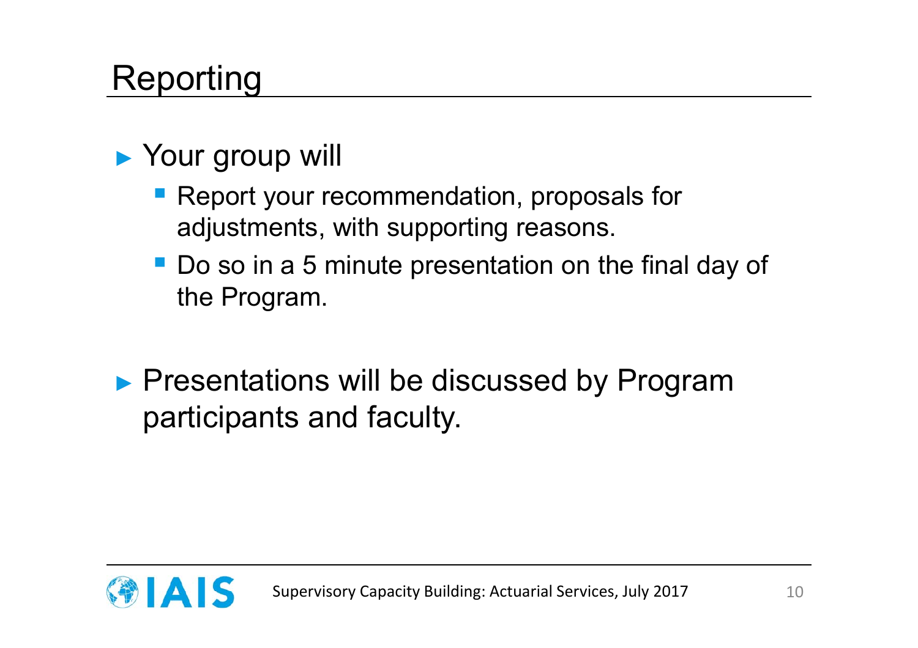# Reporting

- Your group will
  - Report your recommendation, proposals for adjustments, with supporting reasons.
  - Do so in a 5 minute presentation on the final day of the Program.

- Presentations will be discussed by Program participants and faculty.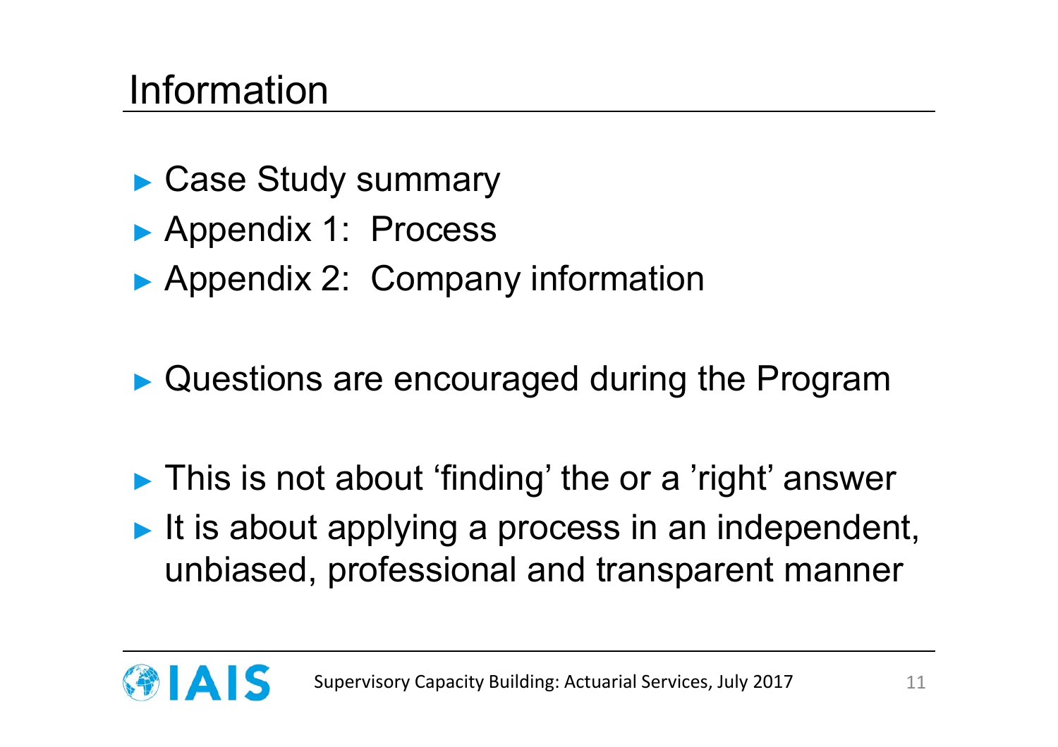# Information

- Case Study summary
- Appendix 1: Process
- Appendix 2: Company information

- Questions are encouraged during the Program

- This is not about ‘finding’ the or a ’right’ answer
- It is about applying a process in an independent, unbiased, professional and transparent manner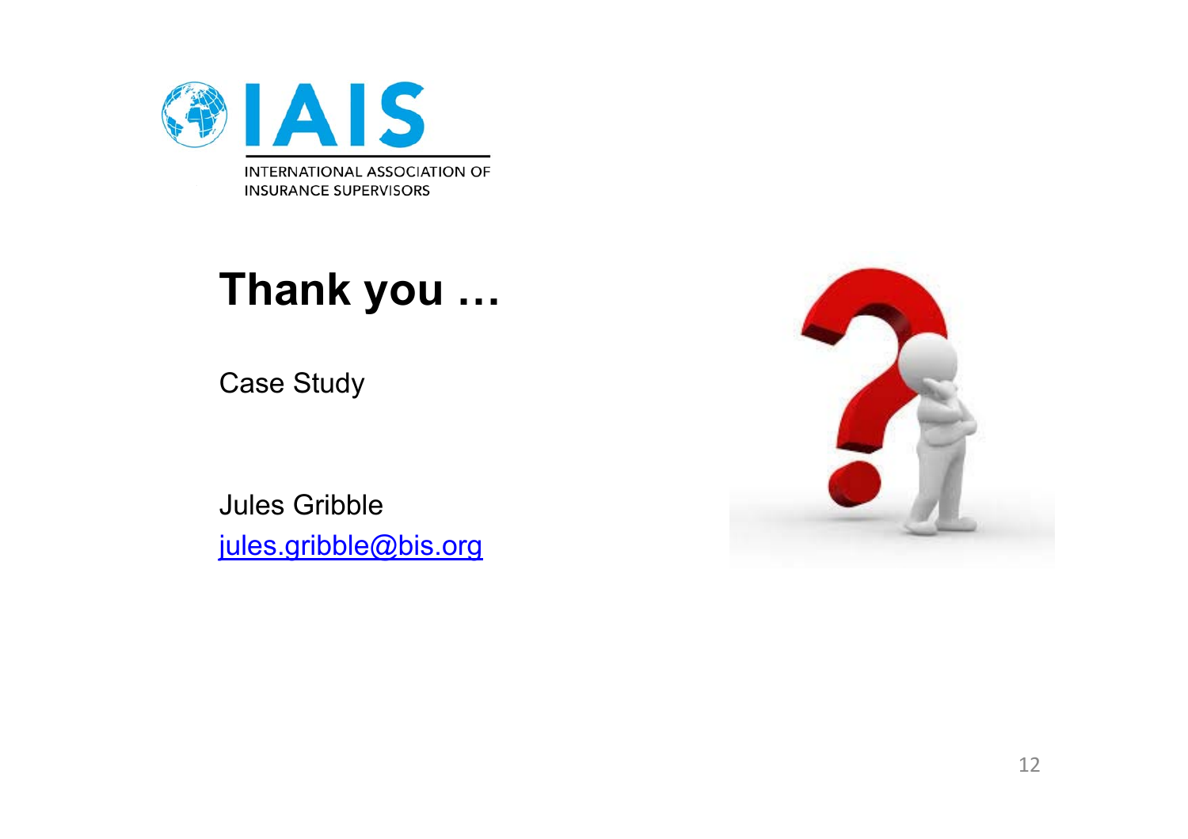INTERNATIONAL ASSOCIATION OF INSURANCE SUPERVISORS

# Thank you …

Case Study

Jules Gribble
jules.gribble@bis.org